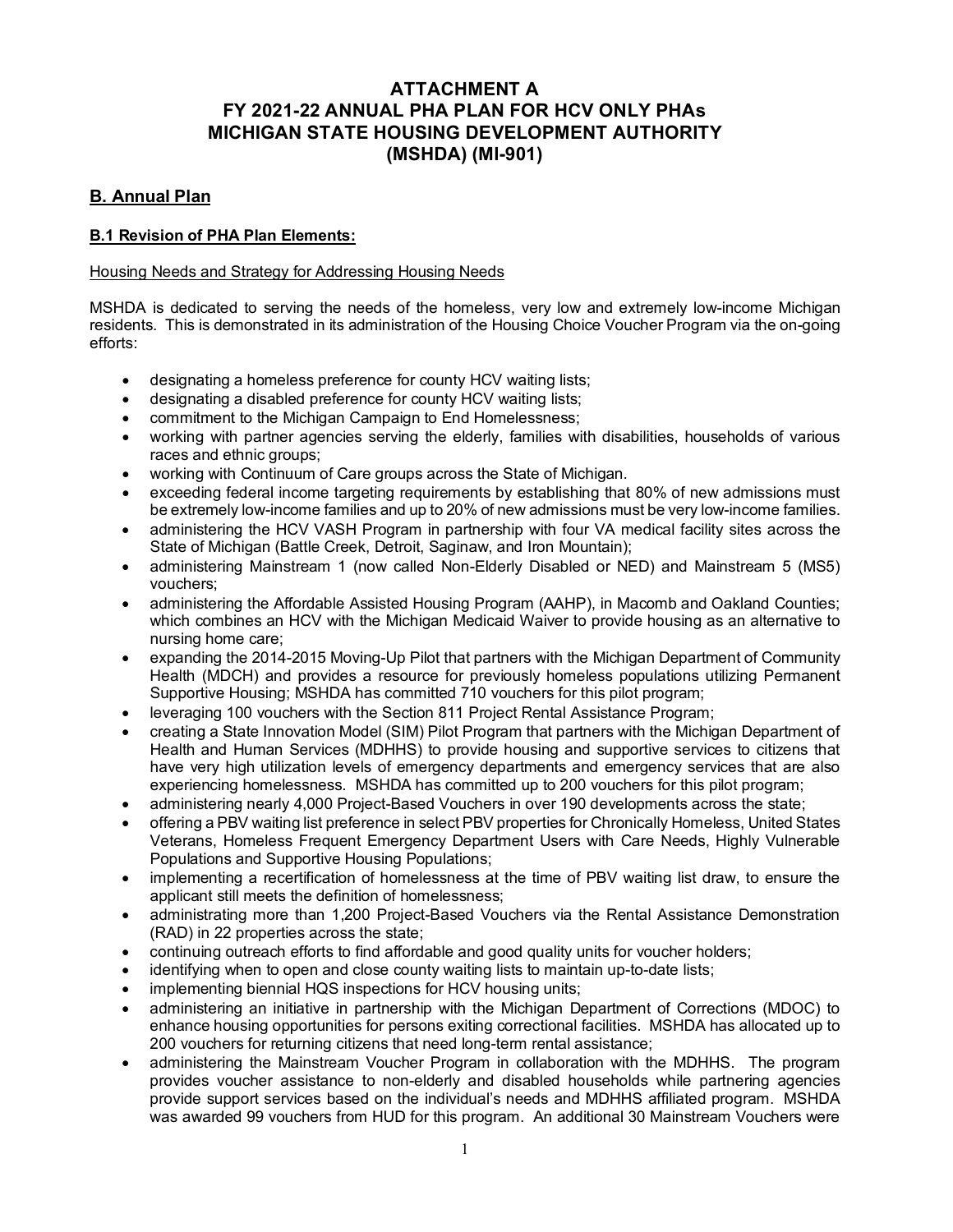# ATTACHMENT A
# FY 2021-22 ANNUAL PHA PLAN FOR HCV ONLY PHAs
# MICHIGAN STATE HOUSING DEVELOPMENT AUTHORITY (MSHDA) (MI-901)

## B. Annual Plan

### B.1 Revision of PHA Plan Elements:

Housing Needs and Strategy for Addressing Housing Needs

MSHDA is dedicated to serving the needs of the homeless, very low and extremely low-income Michigan residents. This is demonstrated in its administration of the Housing Choice Voucher Program via the on-going efforts:

- designating a homeless preference for county HCV waiting lists;
- designating a disabled preference for county HCV waiting lists;
- commitment to the Michigan Campaign to End Homelessness;
- working with partner agencies serving the elderly, families with disabilities, households of various races and ethnic groups;
- working with Continuum of Care groups across the State of Michigan.
- exceeding federal income targeting requirements by establishing that 80% of new admissions must be extremely low-income families and up to 20% of new admissions must be very low-income families.
- administering the HCV VASH Program in partnership with four VA medical facility sites across the State of Michigan (Battle Creek, Detroit, Saginaw, and Iron Mountain);
- administering Mainstream 1 (now called Non-Elderly Disabled or NED) and Mainstream 5 (MS5) vouchers;
- administering the Affordable Assisted Housing Program (AAHP), in Macomb and Oakland Counties; which combines an HCV with the Michigan Medicaid Waiver to provide housing as an alternative to nursing home care;
- expanding the 2014-2015 Moving-Up Pilot that partners with the Michigan Department of Community Health (MDCH) and provides a resource for previously homeless populations utilizing Permanent Supportive Housing; MSHDA has committed 710 vouchers for this pilot program;
- leveraging 100 vouchers with the Section 811 Project Rental Assistance Program;
- creating a State Innovation Model (SIM) Pilot Program that partners with the Michigan Department of Health and Human Services (MDHHS) to provide housing and supportive services to citizens that have very high utilization levels of emergency departments and emergency services that are also experiencing homelessness. MSHDA has committed up to 200 vouchers for this pilot program;
- administering nearly 4,000 Project-Based Vouchers in over 190 developments across the state;
- offering a PBV waiting list preference in select PBV properties for Chronically Homeless, United States Veterans, Homeless Frequent Emergency Department Users with Care Needs, Highly Vulnerable Populations and Supportive Housing Populations;
- implementing a recertification of homelessness at the time of PBV waiting list draw, to ensure the applicant still meets the definition of homelessness;
- administrating more than 1,200 Project-Based Vouchers via the Rental Assistance Demonstration (RAD) in 22 properties across the state;
- continuing outreach efforts to find affordable and good quality units for voucher holders;
- identifying when to open and close county waiting lists to maintain up-to-date lists;
- implementing biennial HQS inspections for HCV housing units;
- administering an initiative in partnership with the Michigan Department of Corrections (MDOC) to enhance housing opportunities for persons exiting correctional facilities. MSHDA has allocated up to 200 vouchers for returning citizens that need long-term rental assistance;
- administering the Mainstream Voucher Program in collaboration with the MDHHS. The program provides voucher assistance to non-elderly and disabled households while partnering agencies provide support services based on the individual's needs and MDHHS affiliated program. MSHDA was awarded 99 vouchers from HUD for this program. An additional 30 Mainstream Vouchers were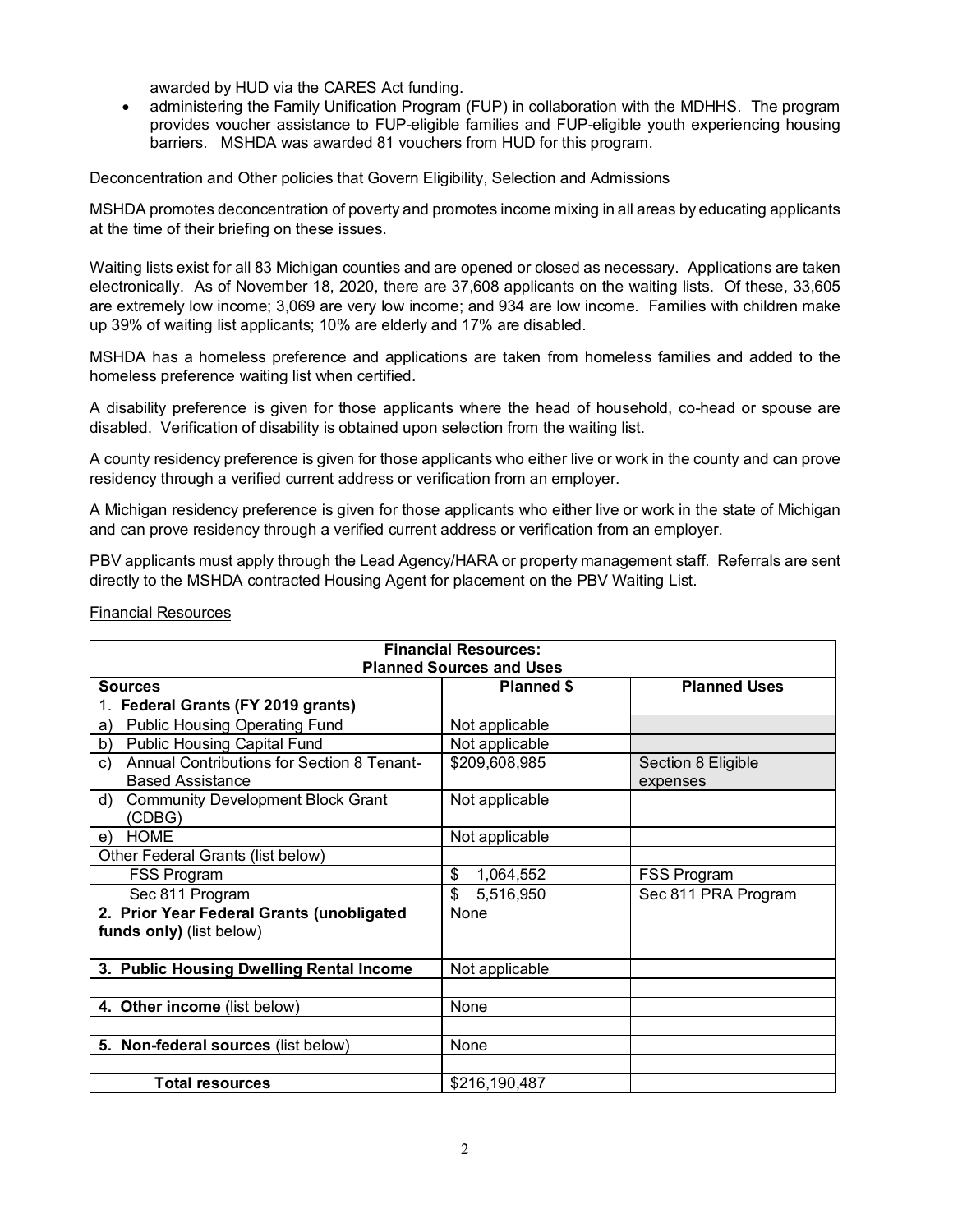awarded by HUD via the CARES Act funding.

- administering the Family Unification Program (FUP) in collaboration with the MDHHS. The program provides voucher assistance to FUP-eligible families and FUP-eligible youth experiencing housing barriers. MSHDA was awarded 81 vouchers from HUD for this program.

Deconcentration and Other policies that Govern Eligibility, Selection and Admissions

MSHDA promotes deconcentration of poverty and promotes income mixing in all areas by educating applicants at the time of their briefing on these issues.

Waiting lists exist for all 83 Michigan counties and are opened or closed as necessary. Applications are taken electronically. As of November 18, 2020, there are 37,608 applicants on the waiting lists. Of these, 33,605 are extremely low income; 3,069 are very low income; and 934 are low income. Families with children make up 39% of waiting list applicants; 10% are elderly and 17% are disabled.

MSHDA has a homeless preference and applications are taken from homeless families and added to the homeless preference waiting list when certified.

A disability preference is given for those applicants where the head of household, co-head or spouse are disabled. Verification of disability is obtained upon selection from the waiting list.

A county residency preference is given for those applicants who either live or work in the county and can prove residency through a verified current address or verification from an employer.

A Michigan residency preference is given for those applicants who either live or work in the state of Michigan and can prove residency through a verified current address or verification from an employer.

PBV applicants must apply through the Lead Agency/HARA or property management staff. Referrals are sent directly to the MSHDA contracted Housing Agent for placement on the PBV Waiting List.

Financial Resources

| **Financial Resources: Planned Sources and Uses** | | |
|---|---|---|
| **Sources** | **Planned $** | **Planned Uses** |
| 1. **Federal Grants (FY 2019 grants)** | | |
| a) Public Housing Operating Fund | Not applicable | |
| b) Public Housing Capital Fund | Not applicable | |
| c) Annual Contributions for Section 8 Tenant-Based Assistance | $209,608,985 | Section 8 Eligible expenses |
| d) Community Development Block Grant (CDBG) | Not applicable | |
| e) HOME | Not applicable | |
| Other Federal Grants (list below) | | |
| FSS Program | $ 1,064,552 | FSS Program |
| Sec 811 Program | $ 5,516,950 | Sec 811 PRA Program |
| **2. Prior Year Federal Grants (unobligated funds only)** (list below) | None | |
| | | |
| **3. Public Housing Dwelling Rental Income** | Not applicable | |
| | | |
| **4. Other income** (list below) | None | |
| | | |
| **5. Non-federal sources** (list below) | None | |
| | | |
| **Total resources** | $216,190,487 | |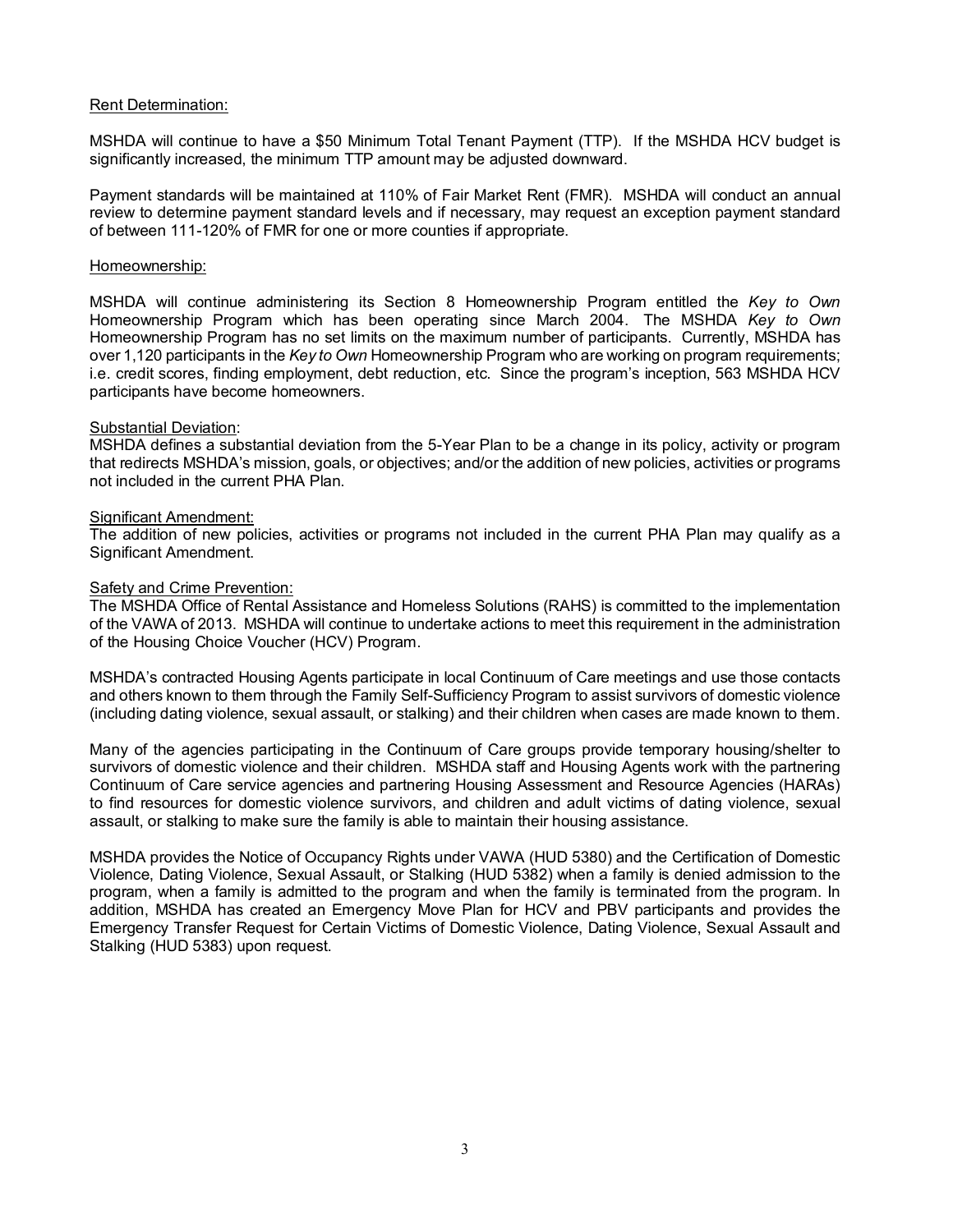Rent Determination:

MSHDA will continue to have a $50 Minimum Total Tenant Payment (TTP). If the MSHDA HCV budget is significantly increased, the minimum TTP amount may be adjusted downward.

Payment standards will be maintained at 110% of Fair Market Rent (FMR). MSHDA will conduct an annual review to determine payment standard levels and if necessary, may request an exception payment standard of between 111-120% of FMR for one or more counties if appropriate.

Homeownership:

MSHDA will continue administering its Section 8 Homeownership Program entitled the *Key to Own* Homeownership Program which has been operating since March 2004. The MSHDA *Key to Own* Homeownership Program has no set limits on the maximum number of participants. Currently, MSHDA has over 1,120 participants in the *Key to Own* Homeownership Program who are working on program requirements; i.e. credit scores, finding employment, debt reduction, etc. Since the program's inception, 563 MSHDA HCV participants have become homeowners.

Substantial Deviation:
MSHDA defines a substantial deviation from the 5-Year Plan to be a change in its policy, activity or program that redirects MSHDA's mission, goals, or objectives; and/or the addition of new policies, activities or programs not included in the current PHA Plan.

Significant Amendment:
The addition of new policies, activities or programs not included in the current PHA Plan may qualify as a Significant Amendment.

Safety and Crime Prevention:
The MSHDA Office of Rental Assistance and Homeless Solutions (RAHS) is committed to the implementation of the VAWA of 2013. MSHDA will continue to undertake actions to meet this requirement in the administration of the Housing Choice Voucher (HCV) Program.

MSHDA's contracted Housing Agents participate in local Continuum of Care meetings and use those contacts and others known to them through the Family Self-Sufficiency Program to assist survivors of domestic violence (including dating violence, sexual assault, or stalking) and their children when cases are made known to them.

Many of the agencies participating in the Continuum of Care groups provide temporary housing/shelter to survivors of domestic violence and their children. MSHDA staff and Housing Agents work with the partnering Continuum of Care service agencies and partnering Housing Assessment and Resource Agencies (HARAs) to find resources for domestic violence survivors, and children and adult victims of dating violence, sexual assault, or stalking to make sure the family is able to maintain their housing assistance.

MSHDA provides the Notice of Occupancy Rights under VAWA (HUD 5380) and the Certification of Domestic Violence, Dating Violence, Sexual Assault, or Stalking (HUD 5382) when a family is denied admission to the program, when a family is admitted to the program and when the family is terminated from the program. In addition, MSHDA has created an Emergency Move Plan for HCV and PBV participants and provides the Emergency Transfer Request for Certain Victims of Domestic Violence, Dating Violence, Sexual Assault and Stalking (HUD 5383) upon request.